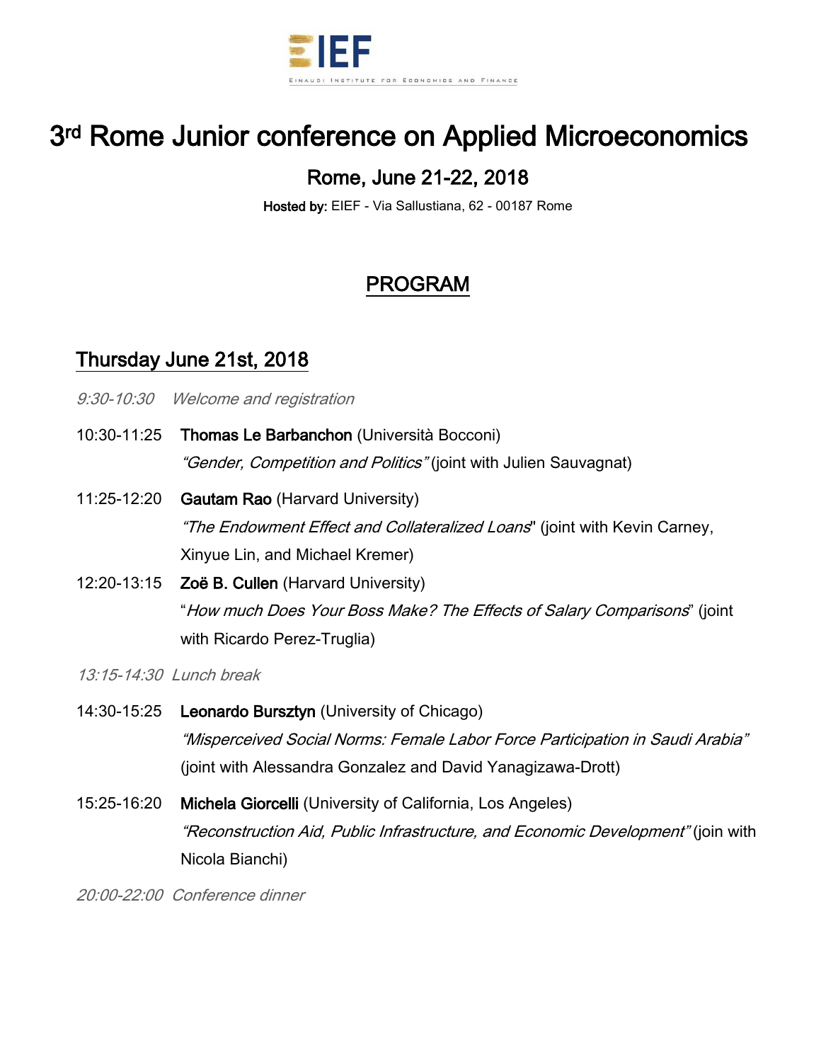EIEF

EINAUDI INSTITUTE FOR ECONOMICS AND FINANCE

# 3rd Rome Junior conference on Applied Microeconomics

## Rome, June 21-22, 2018

**Hosted by:** EIEF - Via Sallustiana, 62 - 00187 Rome

## PROGRAM

## Thursday June 21st, 2018

*9:30-10:30 Welcome and registration*

10:30-11:25 **Thomas Le Barbanchon** (Università Bocconi)
*"Gender, Competition and Politics"* (joint with Julien Sauvagnat)

11:25-12:20 **Gautam Rao** (Harvard University)
*"The Endowment Effect and Collateralized Loans*" (joint with Kevin Carney, Xinyue Lin, and Michael Kremer)

12:20-13:15 **Zoë B. Cullen** (Harvard University)
"*How much Does Your Boss Make? The Effects of Salary Comparisons*" (joint with Ricardo Perez-Truglia)

*13:15-14:30 Lunch break*

14:30-15:25 **Leonardo Bursztyn** (University of Chicago)
*"Misperceived Social Norms: Female Labor Force Participation in Saudi Arabia"* (joint with Alessandra Gonzalez and David Yanagizawa-Drott)

15:25-16:20 **Michela Giorcelli** (University of California, Los Angeles)
*"Reconstruction Aid, Public Infrastructure, and Economic Development"* (join with Nicola Bianchi)

*20:00-22:00 Conference dinner*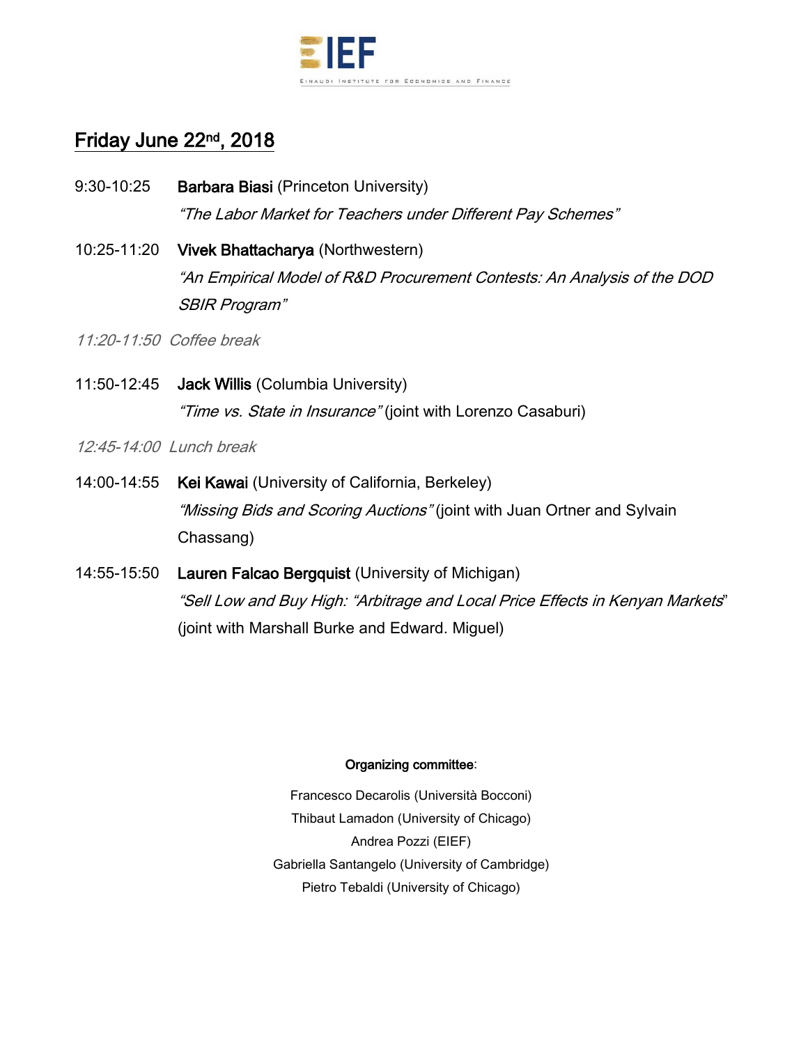EIEF

Einaudi Institute for Economics and Finance

## Friday June 22nd, 2018

9:30-10:25 **Barbara Biasi** (Princeton University)
*"The Labor Market for Teachers under Different Pay Schemes"*

10:25-11:20 **Vivek Bhattacharya** (Northwestern)
*"An Empirical Model of R&D Procurement Contests: An Analysis of the DOD SBIR Program"*

*11:20-11:50 Coffee break*

11:50-12:45 **Jack Willis** (Columbia University)
*"Time vs. State in Insurance"* (joint with Lorenzo Casaburi)

*12:45-14:00 Lunch break*

14:00-14:55 **Kei Kawai** (University of California, Berkeley)
*"Missing Bids and Scoring Auctions"* (joint with Juan Ortner and Sylvain Chassang)

14:55-15:50 **Lauren Falcao Bergquist** (University of Michigan)
*"Sell Low and Buy High: "Arbitrage and Local Price Effects in Kenyan Markets"* (joint with Marshall Burke and Edward. Miguel)

**Organizing committee**:

Francesco Decarolis (Università Bocconi)
Thibaut Lamadon (University of Chicago)
Andrea Pozzi (EIEF)
Gabriella Santangelo (University of Cambridge)
Pietro Tebaldi (University of Chicago)